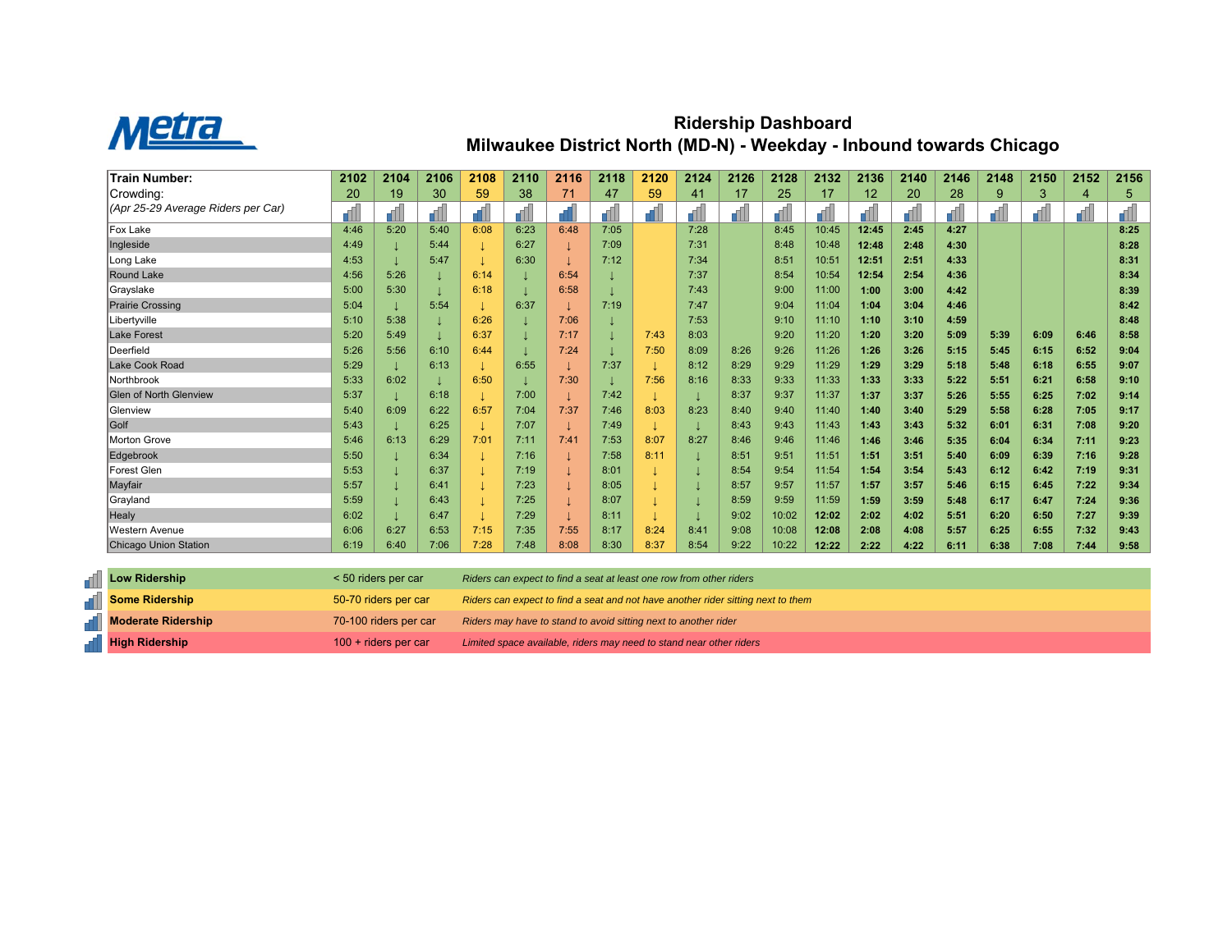# Metra

## Ridership Dashboard
## Milwaukee District North (MD-N) - Weekday - Inbound towards Chicago

| Train Number: | 2102 | 2104 | 2106 | 2108 | 2110 | 2116 | 2118 | 2120 | 2124 | 2126 | 2128 | 2132 | 2136 | 2140 | 2146 | 2148 | 2150 | 2152 | 2156 |
|---|---|---|---|---|---|---|---|---|---|---|---|---|---|---|---|---|---|---|---|
| Crowding: (Apr 25-29 Average Riders per Car) | 20 | 19 | 30 | 59 | 38 | 71 | 47 | 59 | 41 | 17 | 25 | 17 | 12 | 20 | 28 | 9 | 3 | 4 | 5 |
| Fox Lake | 4:46 | 5:20 | 5:40 | 6:08 | 6:23 | 6:48 | 7:05 | | 7:28 | | 8:45 | 10:45 | 12:45 | 2:45 | 4:27 | | | | 8:25 |
| Ingleside | 4:49 | ↓ | 5:44 | ↓ | 6:27 | ↓ | 7:09 | | 7:31 | | 8:48 | 10:48 | 12:48 | 2:48 | 4:30 | | | | 8:28 |
| Long Lake | 4:53 | ↓ | 5:47 | ↓ | 6:30 | ↓ | 7:12 | | 7:34 | | 8:51 | 10:51 | 12:51 | 2:51 | 4:33 | | | | 8:31 |
| Round Lake | 4:56 | 5:26 | ↓ | 6:14 | ↓ | 6:54 | ↓ | | 7:37 | | 8:54 | 10:54 | 12:54 | 2:54 | 4:36 | | | | 8:34 |
| Grayslake | 5:00 | 5:30 | ↓ | 6:18 | ↓ | 6:58 | ↓ | | 7:43 | | 9:00 | 11:00 | 1:00 | 3:00 | 4:42 | | | | 8:39 |
| Prairie Crossing | 5:04 | ↓ | 5:54 | ↓ | 6:37 | ↓ | 7:19 | | 7:47 | | 9:04 | 11:04 | 1:04 | 3:04 | 4:46 | | | | 8:42 |
| Libertyville | 5:10 | 5:38 | ↓ | 6:26 | ↓ | 7:06 | ↓ | | 7:53 | | 9:10 | 11:10 | 1:10 | 3:10 | 4:59 | | | | 8:48 |
| Lake Forest | 5:20 | 5:49 | ↓ | 6:37 | ↓ | 7:17 | ↓ | 7:43 | 8:03 | | 9:20 | 11:20 | 1:20 | 3:20 | 5:09 | 5:39 | 6:09 | 6:46 | 8:58 |
| Deerfield | 5:26 | 5:56 | 6:10 | 6:44 | ↓ | 7:24 | ↓ | 7:50 | 8:09 | 8:26 | 9:26 | 11:26 | 1:26 | 3:26 | 5:15 | 5:45 | 6:15 | 6:52 | 9:04 |
| Lake Cook Road | 5:29 | ↓ | 6:13 | ↓ | 6:55 | ↓ | 7:37 | ↓ | 8:12 | 8:29 | 9:29 | 11:29 | 1:29 | 3:29 | 5:18 | 5:48 | 6:18 | 6:55 | 9:07 |
| Northbrook | 5:33 | 6:02 | ↓ | 6:50 | ↓ | 7:30 | ↓ | 7:56 | 8:16 | 8:33 | 9:33 | 11:33 | 1:33 | 3:33 | 5:22 | 5:51 | 6:21 | 6:58 | 9:10 |
| Glen of North Glenview | 5:37 | ↓ | 6:18 | ↓ | 7:00 | ↓ | 7:42 | ↓ | ↓ | 8:37 | 9:37 | 11:37 | 1:37 | 3:37 | 5:26 | 5:55 | 6:25 | 7:02 | 9:14 |
| Glenview | 5:40 | 6:09 | 6:22 | 6:57 | 7:04 | 7:37 | 7:46 | 8:03 | 8:23 | 8:40 | 9:40 | 11:40 | 1:40 | 3:40 | 5:29 | 5:58 | 6:28 | 7:05 | 9:17 |
| Golf | 5:43 | ↓ | 6:25 | ↓ | 7:07 | ↓ | 7:49 | ↓ | ↓ | 8:43 | 9:43 | 11:43 | 1:43 | 3:43 | 5:32 | 6:01 | 6:31 | 7:08 | 9:20 |
| Morton Grove | 5:46 | 6:13 | 6:29 | 7:01 | 7:11 | 7:41 | 7:53 | 8:07 | 8:27 | 8:46 | 9:46 | 11:46 | 1:46 | 3:46 | 5:35 | 6:04 | 6:34 | 7:11 | 9:23 |
| Edgebrook | 5:50 | ↓ | 6:34 | ↓ | 7:16 | ↓ | 7:58 | 8:11 | ↓ | 8:51 | 9:51 | 11:51 | 1:51 | 3:51 | 5:40 | 6:09 | 6:39 | 7:16 | 9:28 |
| Forest Glen | 5:53 | ↓ | 6:37 | ↓ | 7:19 | ↓ | 8:01 | ↓ | ↓ | 8:54 | 9:54 | 11:54 | 1:54 | 3:54 | 5:43 | 6:12 | 6:42 | 7:19 | 9:31 |
| Mayfair | 5:57 | ↓ | 6:41 | ↓ | 7:23 | ↓ | 8:05 | ↓ | ↓ | 8:57 | 9:57 | 11:57 | 1:57 | 3:57 | 5:46 | 6:15 | 6:45 | 7:22 | 9:34 |
| Grayland | 5:59 | ↓ | 6:43 | ↓ | 7:25 | ↓ | 8:07 | ↓ | ↓ | 8:59 | 9:59 | 11:59 | 1:59 | 3:59 | 5:48 | 6:17 | 6:47 | 7:24 | 9:36 |
| Healy | 6:02 | ↓ | 6:47 | ↓ | 7:29 | ↓ | 8:11 | ↓ | ↓ | 9:02 | 10:02 | 12:02 | 2:02 | 4:02 | 5:51 | 6:20 | 6:50 | 7:27 | 9:39 |
| Western Avenue | 6:06 | 6:27 | 6:53 | 7:15 | 7:35 | 7:55 | 8:17 | 8:24 | 8:41 | 9:08 | 10:08 | 12:08 | 2:08 | 4:08 | 5:57 | 6:25 | 6:55 | 7:32 | 9:43 |
| Chicago Union Station | 6:19 | 6:40 | 7:06 | 7:28 | 7:48 | 8:08 | 8:30 | 8:37 | 8:54 | 9:22 | 10:22 | 12:22 | 2:22 | 4:22 | 6:11 | 6:38 | 7:08 | 7:44 | 9:58 |

| | | |
|---|---|---|
| **Low Ridership** | < 50 riders per car | *Riders can expect to find a seat at least one row from other riders* |
| **Some Ridership** | 50-70 riders per car | *Riders can expect to find a seat and not have another rider sitting next to them* |
| **Moderate Ridership** | 70-100 riders per car | *Riders may have to stand to avoid sitting next to another rider* |
| **High Ridership** | 100 + riders per car | *Limited space available, riders may need to stand near other riders* |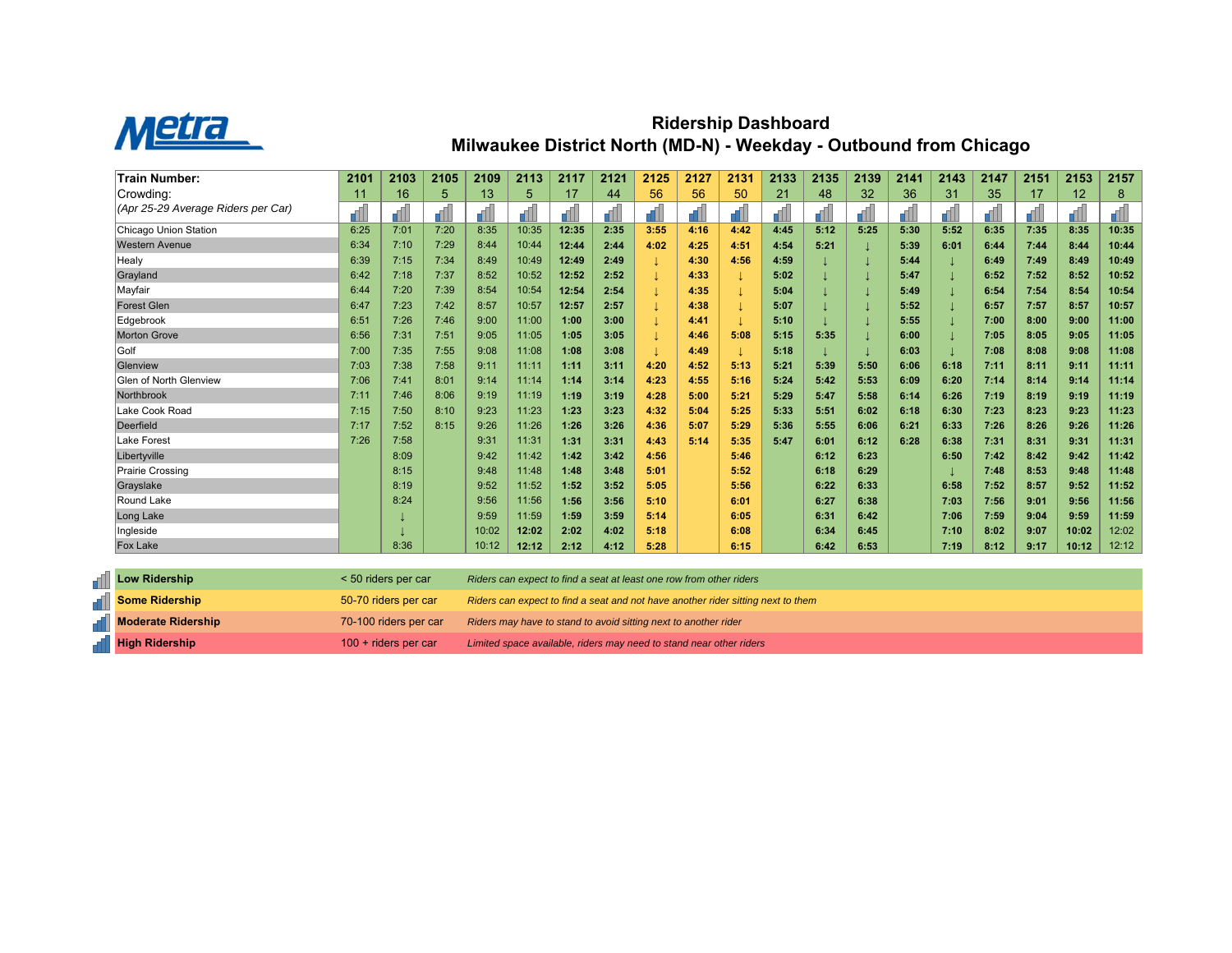# Ridership Dashboard

## Milwaukee District North (MD-N) - Weekday - Outbound from Chicago

| Train Number: | 2101 | 2103 | 2105 | 2109 | 2113 | 2117 | 2121 | 2125 | 2127 | 2131 | 2133 | 2135 | 2139 | 2141 | 2143 | 2147 | 2151 | 2153 | 2157 |
|---|---|---|---|---|---|---|---|---|---|---|---|---|---|---|---|---|---|---|---|
| Crowding: (Apr 25-29 Average Riders per Car) | 11 | 16 | 5 | 13 | 5 | 17 | 44 | 56 | 56 | 50 | 21 | 48 | 32 | 36 | 31 | 35 | 17 | 12 | 8 |
| Chicago Union Station | 6:25 | 7:01 | 7:20 | 8:35 | 10:35 | 12:35 | 2:35 | 3:55 | 4:16 | 4:42 | 4:45 | 5:12 | 5:25 | 5:30 | 5:52 | 6:35 | 7:35 | 8:35 | 10:35 |
| Western Avenue | 6:34 | 7:10 | 7:29 | 8:44 | 10:44 | 12:44 | 2:44 | 4:02 | 4:25 | 4:51 | 4:54 | 5:21 | ↓ | 5:39 | 6:01 | 6:44 | 7:44 | 8:44 | 10:44 |
| Healy | 6:39 | 7:15 | 7:34 | 8:49 | 10:49 | 12:49 | 2:49 | ↓ | 4:30 | 4:56 | 4:59 | ↓ | ↓ | 5:44 | ↓ | 6:49 | 7:49 | 8:49 | 10:49 |
| Grayland | 6:42 | 7:18 | 7:37 | 8:52 | 10:52 | 12:52 | 2:52 | ↓ | 4:33 | ↓ | 5:02 | ↓ | ↓ | 5:47 | ↓ | 6:52 | 7:52 | 8:52 | 10:52 |
| Mayfair | 6:44 | 7:20 | 7:39 | 8:54 | 10:54 | 12:54 | 2:54 | ↓ | 4:35 | ↓ | 5:04 | ↓ | ↓ | 5:49 | ↓ | 6:54 | 7:54 | 8:54 | 10:54 |
| Forest Glen | 6:47 | 7:23 | 7:42 | 8:57 | 10:57 | 12:57 | 2:57 | ↓ | 4:38 | ↓ | 5:07 | ↓ | ↓ | 5:52 | ↓ | 6:57 | 7:57 | 8:57 | 10:57 |
| Edgebrook | 6:51 | 7:26 | 7:46 | 9:00 | 11:00 | 1:00 | 3:00 | ↓ | 4:41 | ↓ | 5:10 | ↓ | ↓ | 5:55 | ↓ | 7:00 | 8:00 | 9:00 | 11:00 |
| Morton Grove | 6:56 | 7:31 | 7:51 | 9:05 | 11:05 | 1:05 | 3:05 | ↓ | 4:46 | 5:08 | 5:15 | 5:35 | ↓ | 6:00 | ↓ | 7:05 | 8:05 | 9:05 | 11:05 |
| Golf | 7:00 | 7:35 | 7:55 | 9:08 | 11:08 | 1:08 | 3:08 | ↓ | 4:49 | ↓ | 5:18 | ↓ | ↓ | 6:03 | ↓ | 7:08 | 8:08 | 9:08 | 11:08 |
| Glenview | 7:03 | 7:38 | 7:58 | 9:11 | 11:11 | 1:11 | 3:11 | 4:20 | 4:52 | 5:13 | 5:21 | 5:39 | 5:50 | 6:06 | 6:18 | 7:11 | 8:11 | 9:11 | 11:11 |
| Glen of North Glenview | 7:06 | 7:41 | 8:01 | 9:14 | 11:14 | 1:14 | 3:14 | 4:23 | 4:55 | 5:16 | 5:24 | 5:42 | 5:53 | 6:09 | 6:20 | 7:14 | 8:14 | 9:14 | 11:14 |
| Northbrook | 7:11 | 7:46 | 8:06 | 9:19 | 11:19 | 1:19 | 3:19 | 4:28 | 5:00 | 5:21 | 5:29 | 5:47 | 5:58 | 6:14 | 6:26 | 7:19 | 8:19 | 9:19 | 11:19 |
| Lake Cook Road | 7:15 | 7:50 | 8:10 | 9:23 | 11:23 | 1:23 | 3:23 | 4:32 | 5:04 | 5:25 | 5:33 | 5:51 | 6:02 | 6:18 | 6:30 | 7:23 | 8:23 | 9:23 | 11:23 |
| Deerfield | 7:17 | 7:52 | 8:15 | 9:26 | 11:26 | 1:26 | 3:26 | 4:36 | 5:07 | 5:29 | 5:36 | 5:55 | 6:06 | 6:21 | 6:33 | 7:26 | 8:26 | 9:26 | 11:26 |
| Lake Forest | 7:26 | 7:58 | | 9:31 | 11:31 | 1:31 | 3:31 | 4:43 | 5:14 | 5:35 | 5:47 | 6:01 | 6:12 | 6:28 | 6:38 | 7:31 | 8:31 | 9:31 | 11:31 |
| Libertyville | | 8:09 | | 9:42 | 11:42 | 1:42 | 3:42 | 4:56 | | 5:46 | | 6:12 | 6:23 | | 6:50 | 7:42 | 8:42 | 9:42 | 11:42 |
| Prairie Crossing | | 8:15 | | 9:48 | 11:48 | 1:48 | 3:48 | 5:01 | | 5:52 | | 6:18 | 6:29 | | ↓ | 7:48 | 8:53 | 9:48 | 11:48 |
| Grayslake | | 8:19 | | 9:52 | 11:52 | 1:52 | 3:52 | 5:05 | | 5:56 | | 6:22 | 6:33 | | 6:58 | 7:52 | 8:57 | 9:52 | 11:52 |
| Round Lake | | 8:24 | | 9:56 | 11:56 | 1:56 | 3:56 | 5:10 | | 6:01 | | 6:27 | 6:38 | | 7:03 | 7:56 | 9:01 | 9:56 | 11:56 |
| Long Lake | | ↓ | | 9:59 | 11:59 | 1:59 | 3:59 | 5:14 | | 6:05 | | 6:31 | 6:42 | | 7:06 | 7:59 | 9:04 | 9:59 | 11:59 |
| Ingleside | | ↓ | | 10:02 | 12:02 | 2:02 | 4:02 | 5:18 | | 6:08 | | 6:34 | 6:45 | | 7:10 | 8:02 | 9:07 | 10:02 | 12:02 |
| Fox Lake | | 8:36 | | 10:12 | 12:12 | 2:12 | 4:12 | 5:28 | | 6:15 | | 6:42 | 6:53 | | 7:19 | 8:12 | 9:17 | 10:12 | 12:12 |

| | | |
|---|---|---|
| **Low Ridership** | < 50 riders per car | *Riders can expect to find a seat at least one row from other riders* |
| **Some Ridership** | 50-70 riders per car | *Riders can expect to find a seat and not have another rider sitting next to them* |
| **Moderate Ridership** | 70-100 riders per car | *Riders may have to stand to avoid sitting next to another rider* |
| **High Ridership** | 100 + riders per car | *Limited space available, riders may need to stand near other riders* |